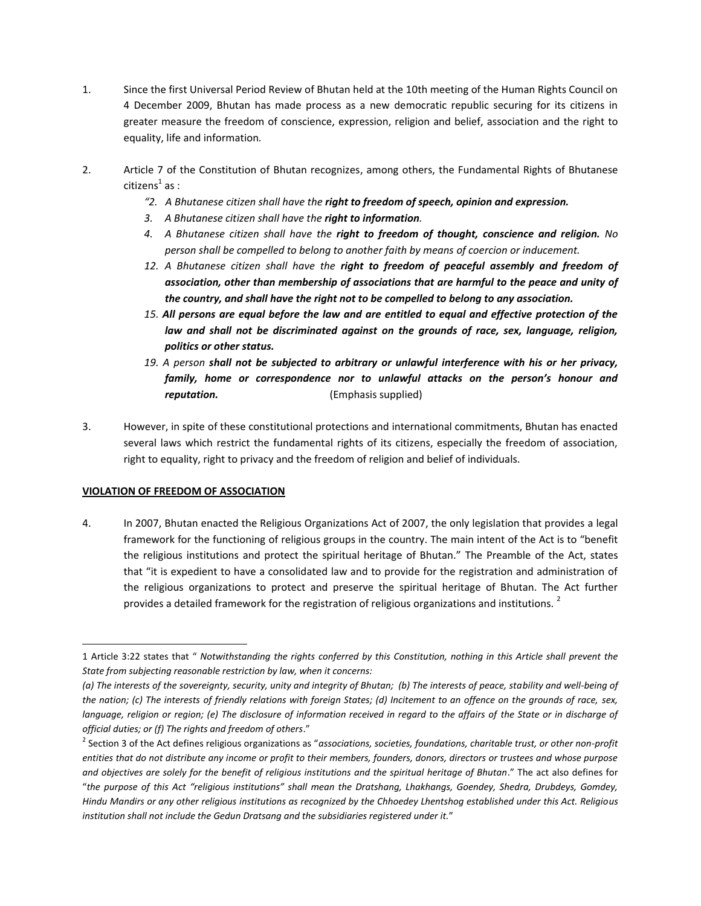1. Since the first Universal Period Review of Bhutan held at the 10th meeting of the Human Rights Council on 4 December 2009, Bhutan has made process as a new democratic republic securing for its citizens in greater measure the freedom of conscience, expression, religion and belief, association and the right to equality, life and information.

2. Article 7 of the Constitution of Bhutan recognizes, among others, the Fundamental Rights of Bhutanese citizens[1] as :

   *"2. A Bhutanese citizen shall have the **right to freedom of speech, opinion and expression.***

   *3. A Bhutanese citizen shall have the **right to information**.*

   *4. A Bhutanese citizen shall have the **right to freedom of thought, conscience and religion.** No person shall be compelled to belong to another faith by means of coercion or inducement.*

   *12. A Bhutanese citizen shall have the **right to freedom of peaceful assembly and freedom of association, other than membership of associations that are harmful to the peace and unity of the country, and shall have the right not to be compelled to belong to any association.***

   *15. **All persons are equal before the law and are entitled to equal and effective protection of the law and shall not be discriminated against on the grounds of race, sex, language, religion, politics or other status.***

   *19. A person **shall not be subjected to arbitrary or unlawful interference with his or her privacy, family, home or correspondence nor to unlawful attacks on the person's honour and reputation.*** (Emphasis supplied)

3. However, in spite of these constitutional protections and international commitments, Bhutan has enacted several laws which restrict the fundamental rights of its citizens, especially the freedom of association, right to equality, right to privacy and the freedom of religion and belief of individuals.

**<u>VIOLATION OF FREEDOM OF ASSOCIATION</u>**

4. In 2007, Bhutan enacted the Religious Organizations Act of 2007, the only legislation that provides a legal framework for the functioning of religious groups in the country. The main intent of the Act is to "benefit the religious institutions and protect the spiritual heritage of Bhutan." The Preamble of the Act, states that "it is expedient to have a consolidated law and to provide for the registration and administration of the religious organizations to protect and preserve the spiritual heritage of Bhutan. The Act further provides a detailed framework for the registration of religious organizations and institutions. [2]

---

[1] Article 3:22 states that " *Notwithstanding the rights conferred by this Constitution, nothing in this Article shall prevent the State from subjecting reasonable restriction by law, when it concerns:*
*(a) The interests of the sovereignty, security, unity and integrity of Bhutan; (b) The interests of peace, stability and well-being of the nation; (c) The interests of friendly relations with foreign States; (d) Incitement to an offence on the grounds of race, sex, language, religion or region; (e) The disclosure of information received in regard to the affairs of the State or in discharge of official duties; or (f) The rights and freedom of others*."

[2] Section 3 of the Act defines religious organizations as "*associations, societies, foundations, charitable trust, or other non-profit entities that do not distribute any income or profit to their members, founders, donors, directors or trustees and whose purpose and objectives are solely for the benefit of religious institutions and the spiritual heritage of Bhutan*." The act also defines for "*the purpose of this Act "religious institutions" shall mean the Dratshang, Lhakhangs, Goendey, Shedra, Drubdeys, Gomdey, Hindu Mandirs or any other religious institutions as recognized by the Chhoedey Lhentshog established under this Act. Religious institution shall not include the Gedun Dratsang and the subsidiaries registered under it.*"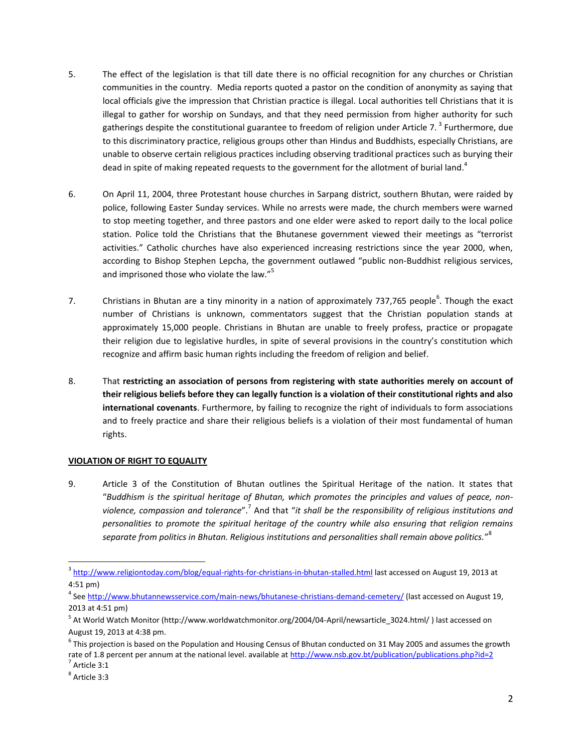5. The effect of the legislation is that till date there is no official recognition for any churches or Christian communities in the country. Media reports quoted a pastor on the condition of anonymity as saying that local officials give the impression that Christian practice is illegal. Local authorities tell Christians that it is illegal to gather for worship on Sundays, and that they need permission from higher authority for such gatherings despite the constitutional guarantee to freedom of religion under Article 7. [3] Furthermore, due to this discriminatory practice, religious groups other than Hindus and Buddhists, especially Christians, are unable to observe certain religious practices including observing traditional practices such as burying their dead in spite of making repeated requests to the government for the allotment of burial land.[4]

6. On April 11, 2004, three Protestant house churches in Sarpang district, southern Bhutan, were raided by police, following Easter Sunday services. While no arrests were made, the church members were warned to stop meeting together, and three pastors and one elder were asked to report daily to the local police station. Police told the Christians that the Bhutanese government viewed their meetings as "terrorist activities." Catholic churches have also experienced increasing restrictions since the year 2000, when, according to Bishop Stephen Lepcha, the government outlawed "public non-Buddhist religious services, and imprisoned those who violate the law."[5]

7. Christians in Bhutan are a tiny minority in a nation of approximately 737,765 people[6]. Though the exact number of Christians is unknown, commentators suggest that the Christian population stands at approximately 15,000 people. Christians in Bhutan are unable to freely profess, practice or propagate their religion due to legislative hurdles, in spite of several provisions in the country's constitution which recognize and affirm basic human rights including the freedom of religion and belief.

8. That **restricting an association of persons from registering with state authorities merely on account of their religious beliefs before they can legally function is a violation of their constitutional rights and also international covenants**. Furthermore, by failing to recognize the right of individuals to form associations and to freely practice and share their religious beliefs is a violation of their most fundamental of human rights.

**VIOLATION OF RIGHT TO EQUALITY**

9. Article 3 of the Constitution of Bhutan outlines the Spiritual Heritage of the nation. It states that "*Buddhism is the spiritual heritage of Bhutan, which promotes the principles and values of peace, non-violence, compassion and tolerance*".[7] And that "*it shall be the responsibility of religious institutions and personalities to promote the spiritual heritage of the country while also ensuring that religion remains separate from politics in Bhutan. Religious institutions and personalities shall remain above politics.*"[8]

---

[3] http://www.religiontoday.com/blog/equal-rights-for-christians-in-bhutan-stalled.html last accessed on August 19, 2013 at 4:51 pm)

[4] See http://www.bhutannewsservice.com/main-news/bhutanese-christians-demand-cemetery/ (last accessed on August 19, 2013 at 4:51 pm)

[5] At World Watch Monitor (http://www.worldwatchmonitor.org/2004/04-April/newsarticle_3024.html/ ) last accessed on August 19, 2013 at 4:38 pm.

[6] This projection is based on the Population and Housing Census of Bhutan conducted on 31 May 2005 and assumes the growth rate of 1.8 percent per annum at the national level. available at http://www.nsb.gov.bt/publication/publications.php?id=2

[7] Article 3:1

[8] Article 3:3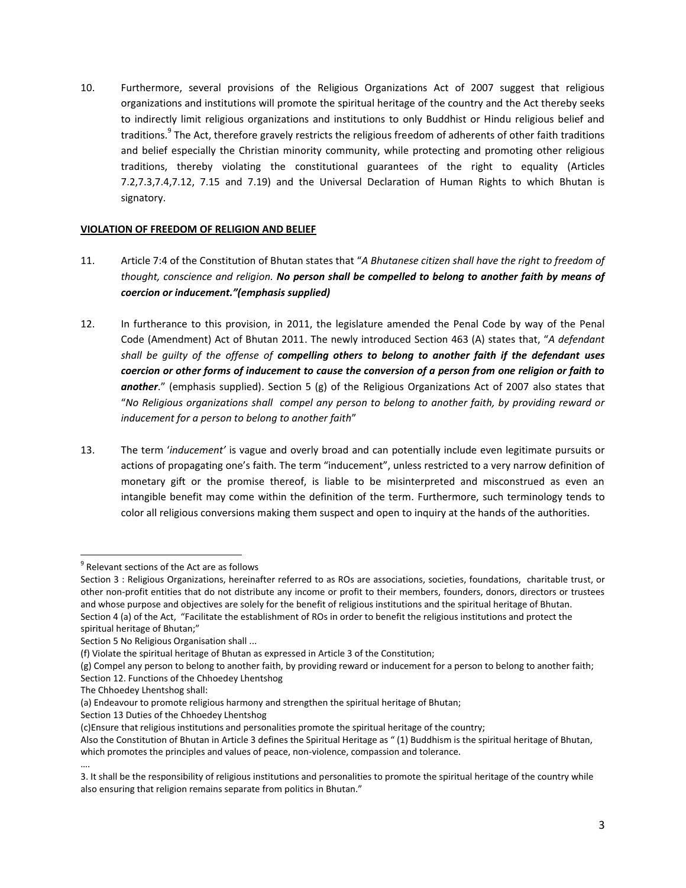10. Furthermore, several provisions of the Religious Organizations Act of 2007 suggest that religious organizations and institutions will promote the spiritual heritage of the country and the Act thereby seeks to indirectly limit religious organizations and institutions to only Buddhist or Hindu religious belief and traditions.[9] The Act, therefore gravely restricts the religious freedom of adherents of other faith traditions and belief especially the Christian minority community, while protecting and promoting other religious traditions, thereby violating the constitutional guarantees of the right to equality (Articles 7.2,7.3,7.4,7.12, 7.15 and 7.19) and the Universal Declaration of Human Rights to which Bhutan is signatory.

**VIOLATION OF FREEDOM OF RELIGION AND BELIEF**

11. Article 7:4 of the Constitution of Bhutan states that "*A Bhutanese citizen shall have the right to freedom of thought, conscience and religion.* ***No person shall be compelled to belong to another faith by means of coercion or inducement."(emphasis supplied)***

12. In furtherance to this provision, in 2011, the legislature amended the Penal Code by way of the Penal Code (Amendment) Act of Bhutan 2011. The newly introduced Section 463 (A) states that, "*A defendant shall be guilty of the offense of* ***compelling others to belong to another faith if the defendant uses coercion or other forms of inducement to cause the conversion of a person from one religion or faith to another***." (emphasis supplied). Section 5 (g) of the Religious Organizations Act of 2007 also states that "*No Religious organizations shall compel any person to belong to another faith, by providing reward or inducement for a person to belong to another faith*"

13. The term '*inducement*' is vague and overly broad and can potentially include even legitimate pursuits or actions of propagating one's faith. The term "inducement", unless restricted to a very narrow definition of monetary gift or the promise thereof, is liable to be misinterpreted and misconstrued as even an intangible benefit may come within the definition of the term. Furthermore, such terminology tends to color all religious conversions making them suspect and open to inquiry at the hands of the authorities.

---

[9] Relevant sections of the Act are as follows

Section 3 : Religious Organizations, hereinafter referred to as ROs are associations, societies, foundations, charitable trust, or other non-profit entities that do not distribute any income or profit to their members, founders, donors, directors or trustees and whose purpose and objectives are solely for the benefit of religious institutions and the spiritual heritage of Bhutan.

Section 4 (a) of the Act, "Facilitate the establishment of ROs in order to benefit the religious institutions and protect the spiritual heritage of Bhutan;"

Section 5 No Religious Organisation shall ...

(f) Violate the spiritual heritage of Bhutan as expressed in Article 3 of the Constitution;

(g) Compel any person to belong to another faith, by providing reward or inducement for a person to belong to another faith;

Section 12. Functions of the Chhoedey Lhentshog

The Chhoedey Lhentshog shall:

(a) Endeavour to promote religious harmony and strengthen the spiritual heritage of Bhutan;

Section 13 Duties of the Chhoedey Lhentshog

(c)Ensure that religious institutions and personalities promote the spiritual heritage of the country;

Also the Constitution of Bhutan in Article 3 defines the Spiritual Heritage as " (1) Buddhism is the spiritual heritage of Bhutan, which promotes the principles and values of peace, non-violence, compassion and tolerance.

….

3. It shall be the responsibility of religious institutions and personalities to promote the spiritual heritage of the country while also ensuring that religion remains separate from politics in Bhutan."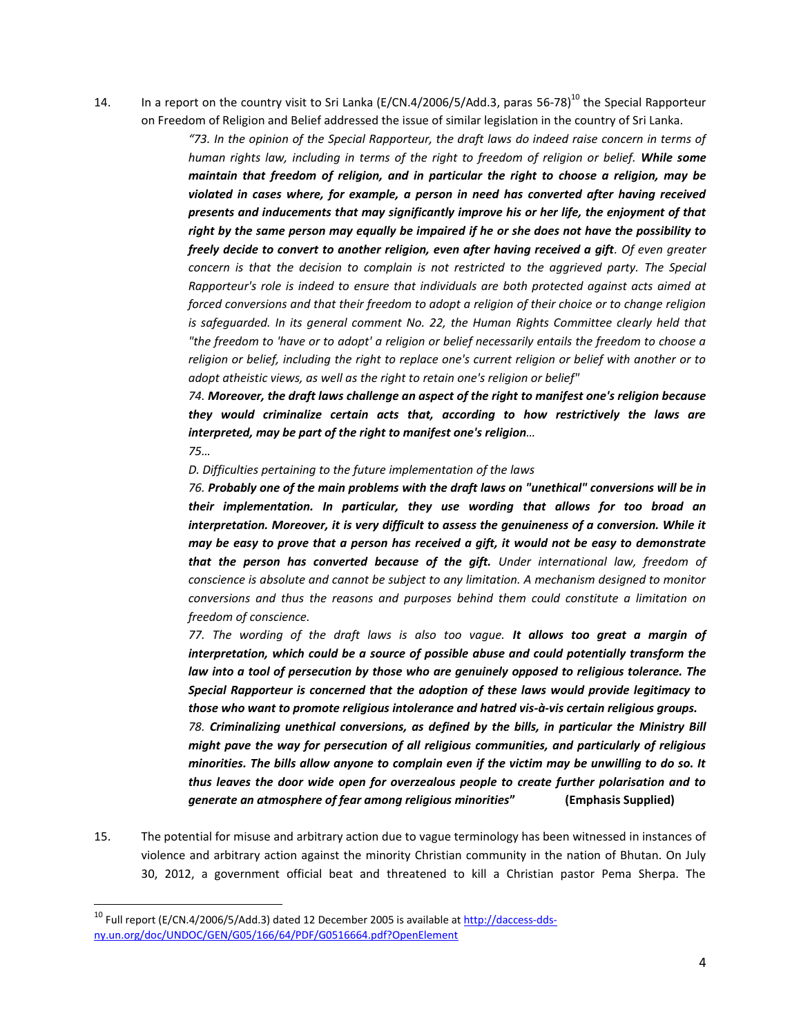14. In a report on the country visit to Sri Lanka (E/CN.4/2006/5/Add.3, paras 56-78)[10] the Special Rapporteur on Freedom of Religion and Belief addressed the issue of similar legislation in the country of Sri Lanka.

> *"73. In the opinion of the Special Rapporteur, the draft laws do indeed raise concern in terms of human rights law, including in terms of the right to freedom of religion or belief.* ***While some maintain that freedom of religion, and in particular the right to choose a religion, may be violated in cases where, for example, a person in need has converted after having received presents and inducements that may significantly improve his or her life, the enjoyment of that right by the same person may equally be impaired if he or she does not have the possibility to freely decide to convert to another religion, even after having received a gift****. Of even greater concern is that the decision to complain is not restricted to the aggrieved party. The Special Rapporteur's role is indeed to ensure that individuals are both protected against acts aimed at forced conversions and that their freedom to adopt a religion of their choice or to change religion is safeguarded. In its general comment No. 22, the Human Rights Committee clearly held that "the freedom to 'have or to adopt' a religion or belief necessarily entails the freedom to choose a religion or belief, including the right to replace one's current religion or belief with another or to adopt atheistic views, as well as the right to retain one's religion or belief"*
>
> *74.* ***Moreover, the draft laws challenge an aspect of the right to manifest one's religion because they would criminalize certain acts that, according to how restrictively the laws are interpreted, may be part of the right to manifest one's religion****…*
>
> *75…*
>
> *D. Difficulties pertaining to the future implementation of the laws*
>
> *76.* ***Probably one of the main problems with the draft laws on "unethical" conversions will be in their implementation. In particular, they use wording that allows for too broad an interpretation. Moreover, it is very difficult to assess the genuineness of a conversion. While it may be easy to prove that a person has received a gift, it would not be easy to demonstrate that the person has converted because of the gift.*** *Under international law, freedom of conscience is absolute and cannot be subject to any limitation. A mechanism designed to monitor conversions and thus the reasons and purposes behind them could constitute a limitation on freedom of conscience.*
>
> *77. The wording of the draft laws is also too vague.* ***It allows too great a margin of interpretation, which could be a source of possible abuse and could potentially transform the law into a tool of persecution by those who are genuinely opposed to religious tolerance. The Special Rapporteur is concerned that the adoption of these laws would provide legitimacy to those who want to promote religious intolerance and hatred vis-à-vis certain religious groups.***
>
> *78.* ***Criminalizing unethical conversions, as defined by the bills, in particular the Ministry Bill might pave the way for persecution of all religious communities, and particularly of religious minorities. The bills allow anyone to complain even if the victim may be unwilling to do so. It thus leaves the door wide open for overzealous people to create further polarisation and to generate an atmosphere of fear among religious minorities"*** **(Emphasis Supplied)**

15. The potential for misuse and arbitrary action due to vague terminology has been witnessed in instances of violence and arbitrary action against the minority Christian community in the nation of Bhutan. On July 30, 2012, a government official beat and threatened to kill a Christian pastor Pema Sherpa. The

---

[10] Full report (E/CN.4/2006/5/Add.3) dated 12 December 2005 is available at http://daccess-dds-ny.un.org/doc/UNDOC/GEN/G05/166/64/PDF/G0516664.pdf?OpenElement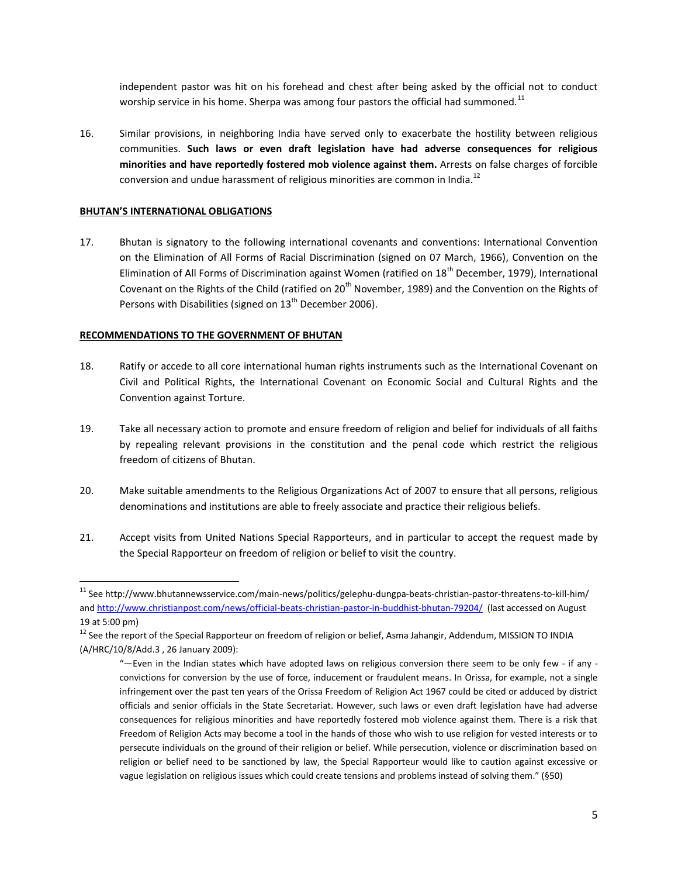independent pastor was hit on his forehead and chest after being asked by the official not to conduct worship service in his home. Sherpa was among four pastors the official had summoned.[11]

16. Similar provisions, in neighboring India have served only to exacerbate the hostility between religious communities. **Such laws or even draft legislation have had adverse consequences for religious minorities and have reportedly fostered mob violence against them.** Arrests on false charges of forcible conversion and undue harassment of religious minorities are common in India.[12]

## BHUTAN'S INTERNATIONAL OBLIGATIONS

17. Bhutan is signatory to the following international covenants and conventions: International Convention on the Elimination of All Forms of Racial Discrimination (signed on 07 March, 1966), Convention on the Elimination of All Forms of Discrimination against Women (ratified on 18th December, 1979), International Covenant on the Rights of the Child (ratified on 20th November, 1989) and the Convention on the Rights of Persons with Disabilities (signed on 13th December 2006).

## RECOMMENDATIONS TO THE GOVERNMENT OF BHUTAN

18. Ratify or accede to all core international human rights instruments such as the International Covenant on Civil and Political Rights, the International Covenant on Economic Social and Cultural Rights and the Convention against Torture.

19. Take all necessary action to promote and ensure freedom of religion and belief for individuals of all faiths by repealing relevant provisions in the constitution and the penal code which restrict the religious freedom of citizens of Bhutan.

20. Make suitable amendments to the Religious Organizations Act of 2007 to ensure that all persons, religious denominations and institutions are able to freely associate and practice their religious beliefs.

21. Accept visits from United Nations Special Rapporteurs, and in particular to accept the request made by the Special Rapporteur on freedom of religion or belief to visit the country.

---

[11] See http://www.bhutannewsservice.com/main-news/politics/gelephu-dungpa-beats-christian-pastor-threatens-to-kill-him/ and http://www.christianpost.com/news/official-beats-christian-pastor-in-buddhist-bhutan-79204/ (last accessed on August 19 at 5:00 pm)

[12] See the report of the Special Rapporteur on freedom of religion or belief, Asma Jahangir, Addendum, MISSION TO INDIA (A/HRC/10/8/Add.3 , 26 January 2009):

> "—Even in the Indian states which have adopted laws on religious conversion there seem to be only few - if any - convictions for conversion by the use of force, inducement or fraudulent means. In Orissa, for example, not a single infringement over the past ten years of the Orissa Freedom of Religion Act 1967 could be cited or adduced by district officials and senior officials in the State Secretariat. However, such laws or even draft legislation have had adverse consequences for religious minorities and have reportedly fostered mob violence against them. There is a risk that Freedom of Religion Acts may become a tool in the hands of those who wish to use religion for vested interests or to persecute individuals on the ground of their religion or belief. While persecution, violence or discrimination based on religion or belief need to be sanctioned by law, the Special Rapporteur would like to caution against excessive or vague legislation on religious issues which could create tensions and problems instead of solving them." (§50)